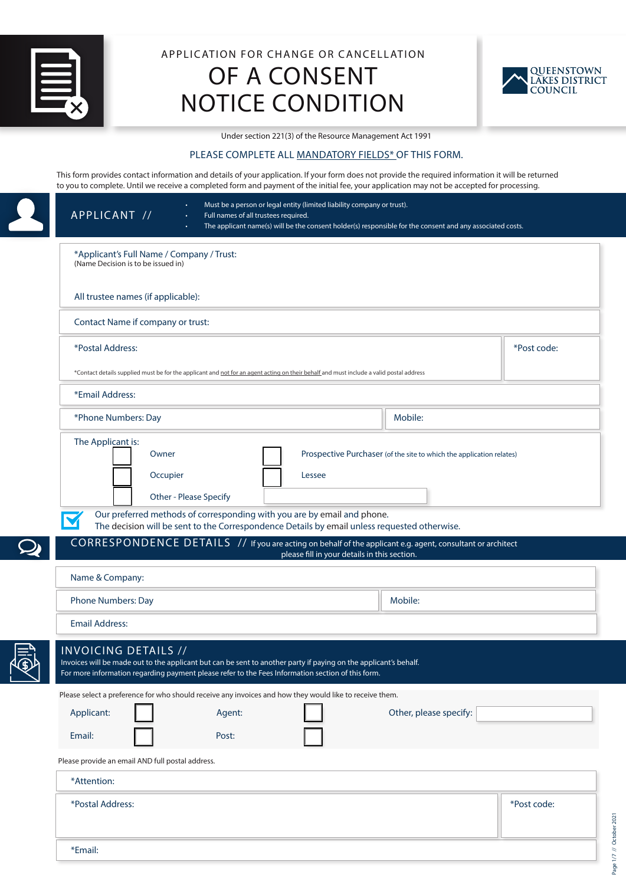# APPLICATION FOR CHANGE OR CANCELLATION OF A CONSENT NOTICE CONDITION

QUEENSTOWN LAKES DISTRICT COUNCIL

Under section 221(3) of the Resource Management Act 1991

PLEASE COMPLETE ALL MANDATORY FIELDS* OF THIS FORM.

This form provides contact information and details of your application. If your form does not provide the required information it will be returned to you to complete. Until we receive a completed form and payment of the initial fee, your application may not be accepted for processing.

## APPLICANT //

- Must be a person or legal entity (limited liability company or trust).
- Full names of all trustees required.
- The applicant name(s) will be the consent holder(s) responsible for the consent and any associated costs.

*Applicant's Full Name / Company / Trust:
(Name Decision is to be issued in)

All trustee names (if applicable):

Contact Name if company or trust:

*Postal Address:

*Post code:

*Contact details supplied must be for the applicant and not for an agent acting on their behalf and must include a valid postal address

*Email Address:

*Phone Numbers: Day

Mobile:

The Applicant is:

- ☐ Owner
- ☐ Prospective Purchaser (of the site to which the application relates)
- ☐ Occupier
- ☐ Lessee
- ☐ Other - Please Specify

☑ Our preferred methods of corresponding with you are by email and phone.
The decision will be sent to the Correspondence Details by email unless requested otherwise.

## CORRESPONDENCE DETAILS // If you are acting on behalf of the applicant e.g. agent, consultant or architect please fill in your details in this section.

Name & Company:

Phone Numbers: Day

Mobile:

Email Address:

## INVOICING DETAILS //

Invoices will be made out to the applicant but can be sent to another party if paying on the applicant's behalf.
For more information regarding payment please refer to the Fees Information section of this form.

Please select a preference for who should receive any invoices and how they would like to receive them.

Applicant: ☐ Agent: ☐ Other, please specify:

Email: ☐ Post: ☐

Please provide an email AND full postal address.

*Attention:

*Postal Address:

*Post code:

*Email: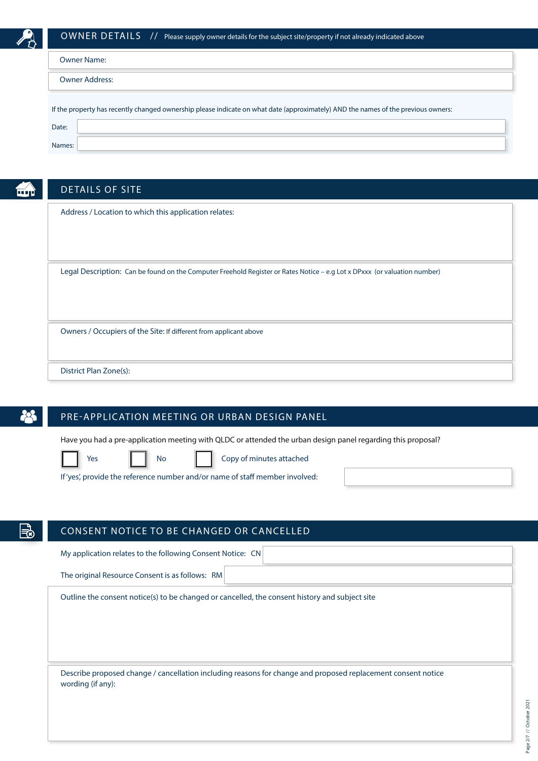## OWNER DETAILS // Please supply owner details for the subject site/property if not already indicated above

Owner Name:

Owner Address:

If the property has recently changed ownership please indicate on what date (approximately) AND the names of the previous owners:

Date:

Names:

## DETAILS OF SITE

Address / Location to which this application relates:

Legal Description: Can be found on the Computer Freehold Register or Rates Notice – e.g Lot x DPxxx (or valuation number)

Owners / Occupiers of the Site: If different from applicant above

District Plan Zone(s):

## PRE-APPLICATION MEETING OR URBAN DESIGN PANEL

Have you had a pre-application meeting with QLDC or attended the urban design panel regarding this proposal?

☐ Yes ☐ No ☐ Copy of minutes attached

If 'yes', provide the reference number and/or name of staff member involved:

## CONSENT NOTICE TO BE CHANGED OR CANCELLED

My application relates to the following Consent Notice: CN

The original Resource Consent is as follows: RM

Outline the consent notice(s) to be changed or cancelled, the consent history and subject site

Describe proposed change / cancellation including reasons for change and proposed replacement consent notice wording (if any):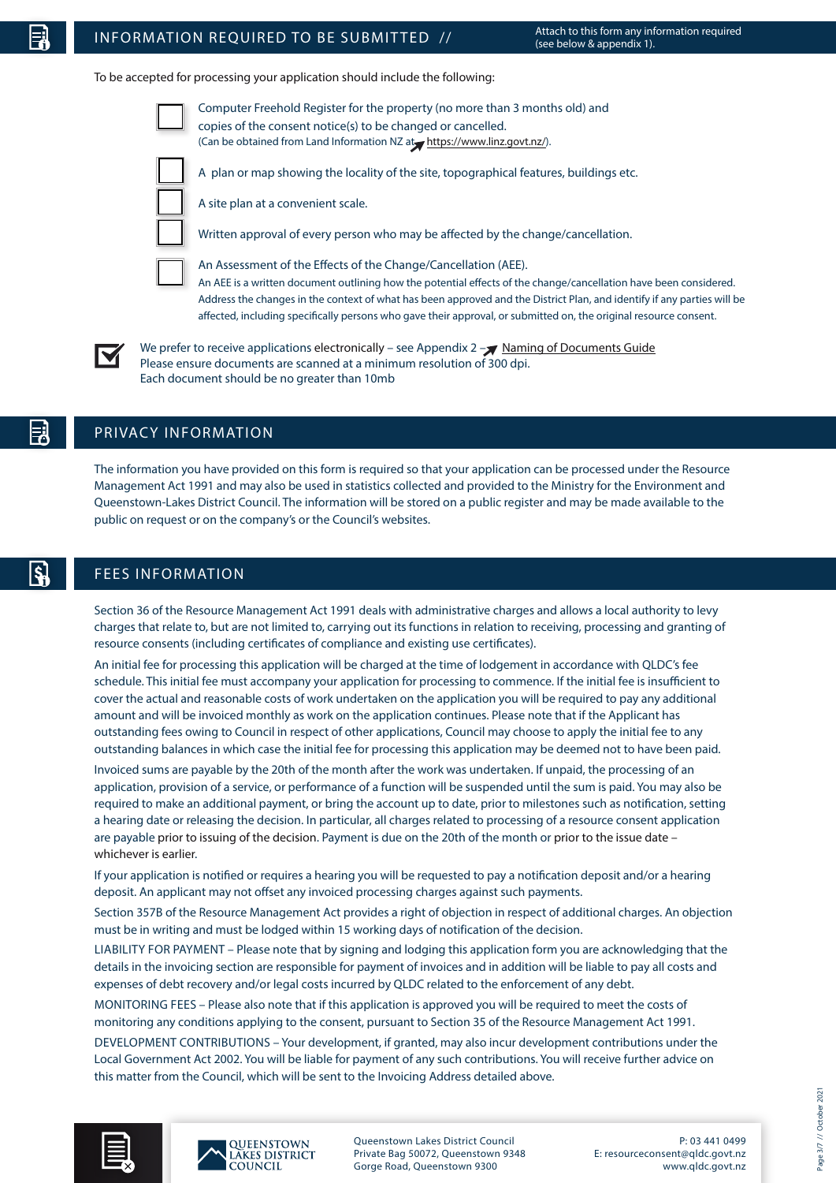## INFORMATION REQUIRED TO BE SUBMITTED //

Attach to this form any information required (see below & appendix 1).

To be accepted for processing your application should include the following:

- [ ] Computer Freehold Register for the property (no more than 3 months old) and copies of the consent notice(s) to be changed or cancelled.
  (Can be obtained from Land Information NZ at https://www.linz.govt.nz/).
- [ ] A plan or map showing the locality of the site, topographical features, buildings etc.
- [ ] A site plan at a convenient scale.
- [ ] Written approval of every person who may be affected by the change/cancellation.
- [ ] An Assessment of the Effects of the Change/Cancellation (AEE).
  An AEE is a written document outlining how the potential effects of the change/cancellation have been considered. Address the changes in the context of what has been approved and the District Plan, and identify if any parties will be affected, including specifically persons who gave their approval, or submitted on, the original resource consent.

- [x] We prefer to receive applications electronically – see Appendix 2 – Naming of Documents Guide
  Please ensure documents are scanned at a minimum resolution of 300 dpi.
  Each document should be no greater than 10mb

## PRIVACY INFORMATION

The information you have provided on this form is required so that your application can be processed under the Resource Management Act 1991 and may also be used in statistics collected and provided to the Ministry for the Environment and Queenstown-Lakes District Council. The information will be stored on a public register and may be made available to the public on request or on the company's or the Council's websites.

## FEES INFORMATION

Section 36 of the Resource Management Act 1991 deals with administrative charges and allows a local authority to levy charges that relate to, but are not limited to, carrying out its functions in relation to receiving, processing and granting of resource consents (including certificates of compliance and existing use certificates).

An initial fee for processing this application will be charged at the time of lodgement in accordance with QLDC's fee schedule. This initial fee must accompany your application for processing to commence. If the initial fee is insufficient to cover the actual and reasonable costs of work undertaken on the application you will be required to pay any additional amount and will be invoiced monthly as work on the application continues. Please note that if the Applicant has outstanding fees owing to Council in respect of other applications, Council may choose to apply the initial fee to any outstanding balances in which case the initial fee for processing this application may be deemed not to have been paid.

Invoiced sums are payable by the 20th of the month after the work was undertaken. If unpaid, the processing of an application, provision of a service, or performance of a function will be suspended until the sum is paid. You may also be required to make an additional payment, or bring the account up to date, prior to milestones such as notification, setting a hearing date or releasing the decision. In particular, all charges related to processing of a resource consent application are payable prior to issuing of the decision. Payment is due on the 20th of the month or prior to the issue date – whichever is earlier.

If your application is notified or requires a hearing you will be requested to pay a notification deposit and/or a hearing deposit. An applicant may not offset any invoiced processing charges against such payments.

Section 357B of the Resource Management Act provides a right of objection in respect of additional charges. An objection must be in writing and must be lodged within 15 working days of notification of the decision.

LIABILITY FOR PAYMENT – Please note that by signing and lodging this application form you are acknowledging that the details in the invoicing section are responsible for payment of invoices and in addition will be liable to pay all costs and expenses of debt recovery and/or legal costs incurred by QLDC related to the enforcement of any debt.

MONITORING FEES – Please also note that if this application is approved you will be required to meet the costs of monitoring any conditions applying to the consent, pursuant to Section 35 of the Resource Management Act 1991.

DEVELOPMENT CONTRIBUTIONS – Your development, if granted, may also incur development contributions under the Local Government Act 2002. You will be liable for payment of any such contributions. You will receive further advice on this matter from the Council, which will be sent to the Invoicing Address detailed above.

Queenstown Lakes District Council
Private Bag 50072, Queenstown 9348
Gorge Road, Queenstown 9300

P: 03 441 0499
E: resourceconsent@qldc.govt.nz
www.qldc.govt.nz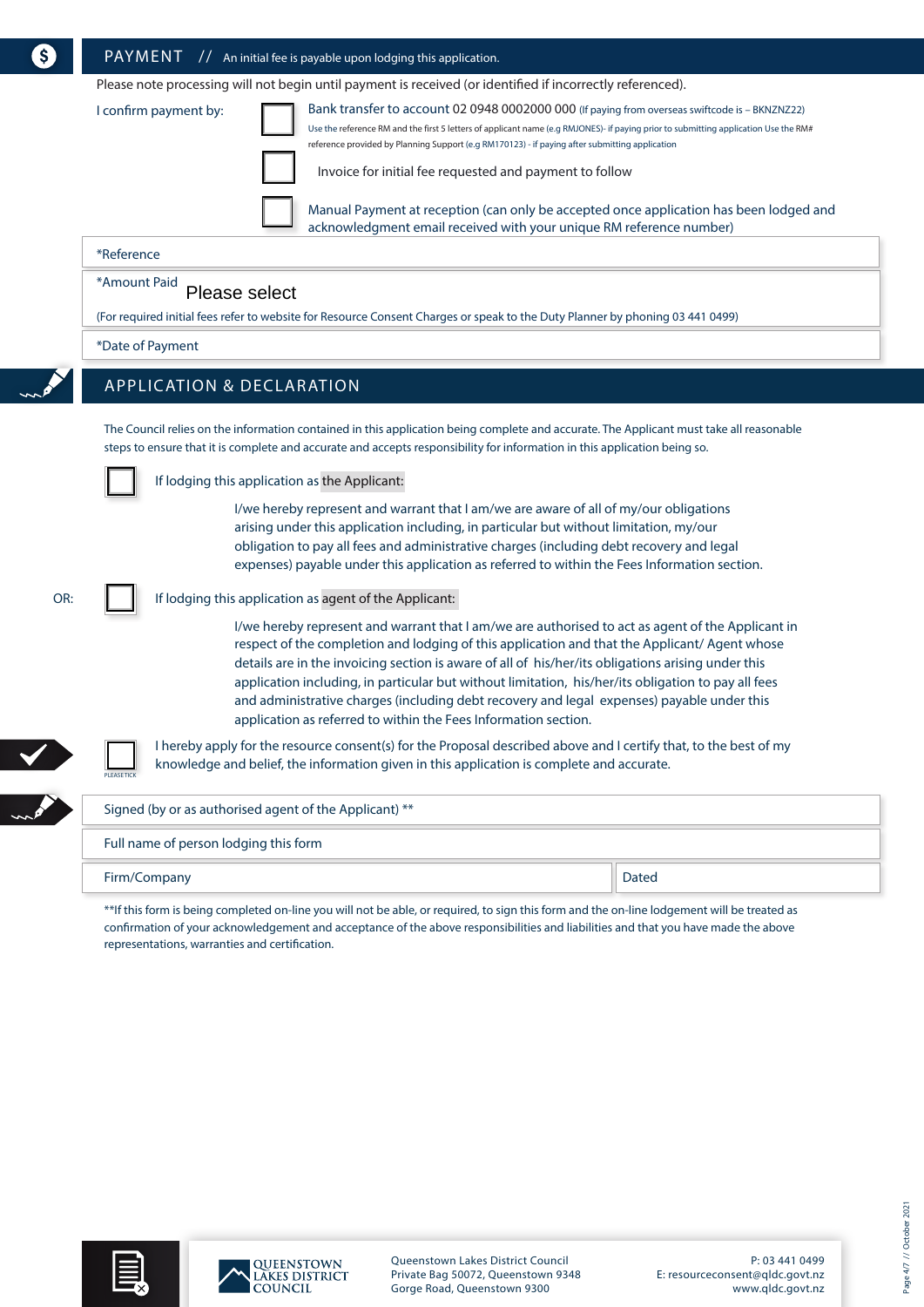## PAYMENT // An initial fee is payable upon lodging this application.

Please note processing will not begin until payment is received (or identified if incorrectly referenced).

I confirm payment by:

- ☐ Bank transfer to account 02 0948 0002000 000 (If paying from overseas swiftcode is – BKNZNZ22)
  Use the reference RM and the first 5 letters of applicant name (e.g RMJONES)- if paying prior to submitting application Use the RM# reference provided by Planning Support (e.g RM170123) - if paying after submitting application
- ☐ Invoice for initial fee requested and payment to follow
- ☐ Manual Payment at reception (can only be accepted once application has been lodged and acknowledgment email received with your unique RM reference number)

*Reference

*Amount Paid Please select

(For required initial fees refer to website for Resource Consent Charges or speak to the Duty Planner by phoning 03 441 0499)

*Date of Payment

## APPLICATION & DECLARATION

The Council relies on the information contained in this application being complete and accurate. The Applicant must take all reasonable steps to ensure that it is complete and accurate and accepts responsibility for information in this application being so.

☐ If lodging this application as the Applicant:

I/we hereby represent and warrant that I am/we are aware of all of my/our obligations arising under this application including, in particular but without limitation, my/our obligation to pay all fees and administrative charges (including debt recovery and legal expenses) payable under this application as referred to within the Fees Information section.

OR: ☐ If lodging this application as agent of the Applicant:

I/we hereby represent and warrant that I am/we are authorised to act as agent of the Applicant in respect of the completion and lodging of this application and that the Applicant/ Agent whose details are in the invoicing section is aware of all of his/her/its obligations arising under this application including, in particular but without limitation, his/her/its obligation to pay all fees and administrative charges (including debt recovery and legal expenses) payable under this application as referred to within the Fees Information section.

☐ PLEASE TICK — I hereby apply for the resource consent(s) for the Proposal described above and I certify that, to the best of my knowledge and belief, the information given in this application is complete and accurate.

Signed (by or as authorised agent of the Applicant) **

Full name of person lodging this form

Firm/Company | Dated

**If this form is being completed on-line you will not be able, or required, to sign this form and the on-line lodgement will be treated as confirmation of your acknowledgement and acceptance of the above responsibilities and liabilities and that you have made the above representations, warranties and certification.

QUEENSTOWN LAKES DISTRICT COUNCIL

Queenstown Lakes District Council
Private Bag 50072, Queenstown 9348
Gorge Road, Queenstown 9300

P: 03 441 0499
E: resourceconsent@qldc.govt.nz
www.qldc.govt.nz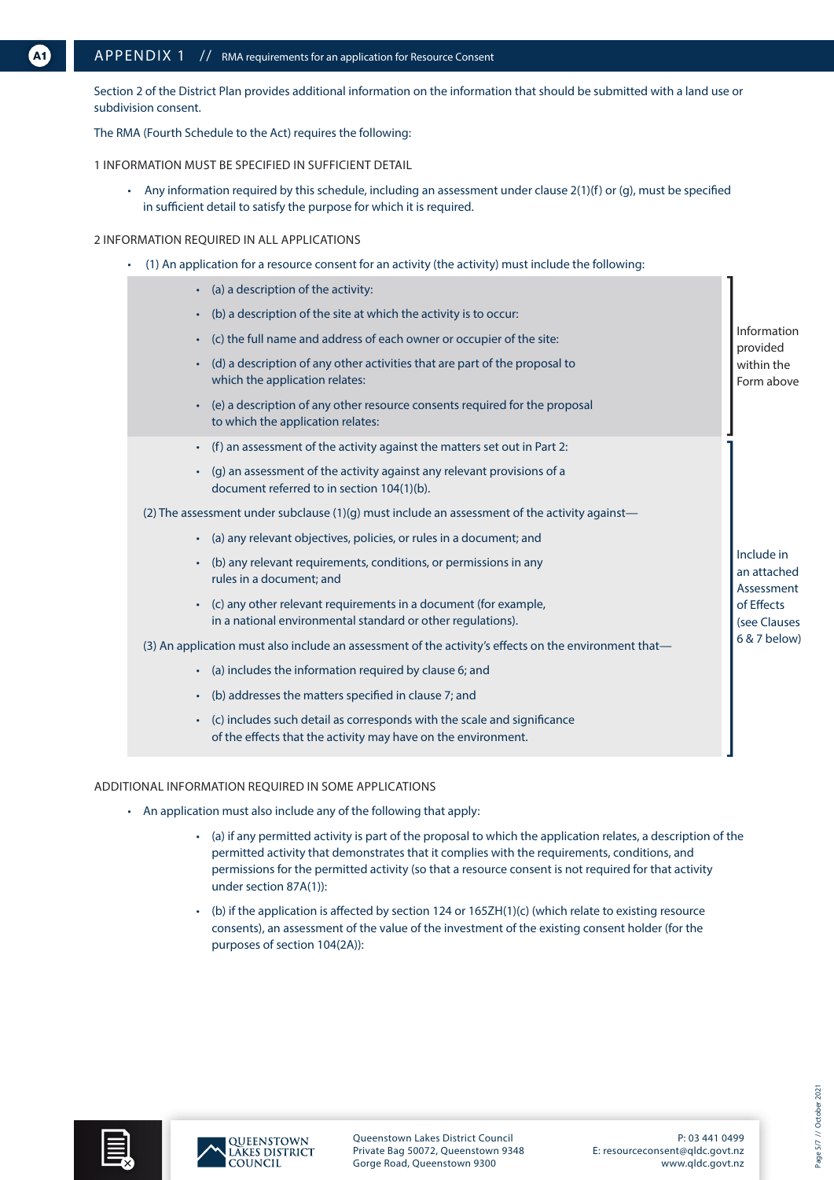# APPENDIX 1 // RMA requirements for an application for Resource Consent

Section 2 of the District Plan provides additional information on the information that should be submitted with a land use or subdivision consent.

The RMA (Fourth Schedule to the Act) requires the following:

## 1 INFORMATION MUST BE SPECIFIED IN SUFFICIENT DETAIL

- Any information required by this schedule, including an assessment under clause 2(1)(f) or (g), must be specified in sufficient detail to satisfy the purpose for which it is required.

## 2 INFORMATION REQUIRED IN ALL APPLICATIONS

- (1) An application for a resource consent for an activity (the activity) must include the following:

*Information provided within the Form above:*

  - (a) a description of the activity:
  - (b) a description of the site at which the activity is to occur:
  - (c) the full name and address of each owner or occupier of the site:
  - (d) a description of any other activities that are part of the proposal to which the application relates:
  - (e) a description of any other resource consents required for the proposal to which the application relates:

*Include in an attached Assessment of Effects (see Clauses 6 & 7 below):*

  - (f) an assessment of the activity against the matters set out in Part 2:
  - (g) an assessment of the activity against any relevant provisions of a document referred to in section 104(1)(b).

(2) The assessment under subclause (1)(g) must include an assessment of the activity against—

  - (a) any relevant objectives, policies, or rules in a document; and
  - (b) any relevant requirements, conditions, or permissions in any rules in a document; and
  - (c) any other relevant requirements in a document (for example, in a national environmental standard or other regulations).

(3) An application must also include an assessment of the activity's effects on the environment that—

  - (a) includes the information required by clause 6; and
  - (b) addresses the matters specified in clause 7; and
  - (c) includes such detail as corresponds with the scale and significance of the effects that the activity may have on the environment.

## ADDITIONAL INFORMATION REQUIRED IN SOME APPLICATIONS

- An application must also include any of the following that apply:
  - (a) if any permitted activity is part of the proposal to which the application relates, a description of the permitted activity that demonstrates that it complies with the requirements, conditions, and permissions for the permitted activity (so that a resource consent is not required for that activity under section 87A(1)):
  - (b) if the application is affected by section 124 or 165ZH(1)(c) (which relate to existing resource consents), an assessment of the value of the investment of the existing consent holder (for the purposes of section 104(2A)):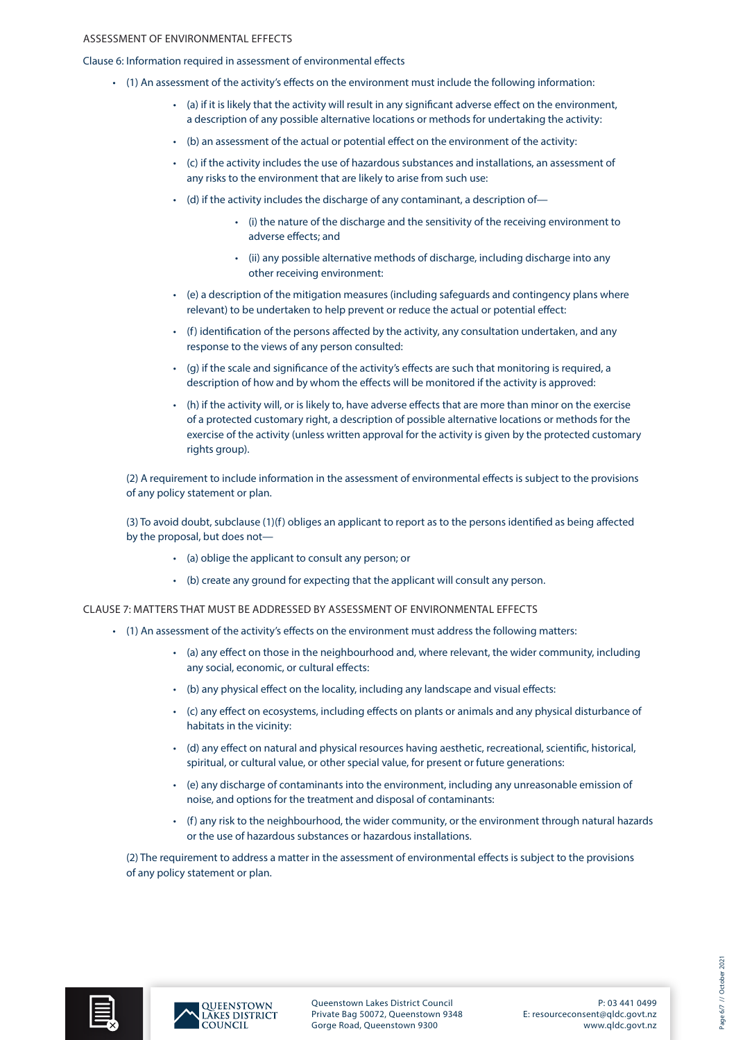ASSESSMENT OF ENVIRONMENTAL EFFECTS

Clause 6: Information required in assessment of environmental effects

- (1) An assessment of the activity's effects on the environment must include the following information:
  - (a) if it is likely that the activity will result in any significant adverse effect on the environment, a description of any possible alternative locations or methods for undertaking the activity:
  - (b) an assessment of the actual or potential effect on the environment of the activity:
  - (c) if the activity includes the use of hazardous substances and installations, an assessment of any risks to the environment that are likely to arise from such use:
  - (d) if the activity includes the discharge of any contaminant, a description of—
    - (i) the nature of the discharge and the sensitivity of the receiving environment to adverse effects; and
    - (ii) any possible alternative methods of discharge, including discharge into any other receiving environment:
  - (e) a description of the mitigation measures (including safeguards and contingency plans where relevant) to be undertaken to help prevent or reduce the actual or potential effect:
  - (f) identification of the persons affected by the activity, any consultation undertaken, and any response to the views of any person consulted:
  - (g) if the scale and significance of the activity's effects are such that monitoring is required, a description of how and by whom the effects will be monitored if the activity is approved:
  - (h) if the activity will, or is likely to, have adverse effects that are more than minor on the exercise of a protected customary right, a description of possible alternative locations or methods for the exercise of the activity (unless written approval for the activity is given by the protected customary rights group).

  (2) A requirement to include information in the assessment of environmental effects is subject to the provisions of any policy statement or plan.

  (3) To avoid doubt, subclause (1)(f) obliges an applicant to report as to the persons identified as being affected by the proposal, but does not—
  - (a) oblige the applicant to consult any person; or
  - (b) create any ground for expecting that the applicant will consult any person.

CLAUSE 7: MATTERS THAT MUST BE ADDRESSED BY ASSESSMENT OF ENVIRONMENTAL EFFECTS

- (1) An assessment of the activity's effects on the environment must address the following matters:
  - (a) any effect on those in the neighbourhood and, where relevant, the wider community, including any social, economic, or cultural effects:
  - (b) any physical effect on the locality, including any landscape and visual effects:
  - (c) any effect on ecosystems, including effects on plants or animals and any physical disturbance of habitats in the vicinity:
  - (d) any effect on natural and physical resources having aesthetic, recreational, scientific, historical, spiritual, or cultural value, or other special value, for present or future generations:
  - (e) any discharge of contaminants into the environment, including any unreasonable emission of noise, and options for the treatment and disposal of contaminants:
  - (f) any risk to the neighbourhood, the wider community, or the environment through natural hazards or the use of hazardous substances or hazardous installations.

  (2) The requirement to address a matter in the assessment of environmental effects is subject to the provisions of any policy statement or plan.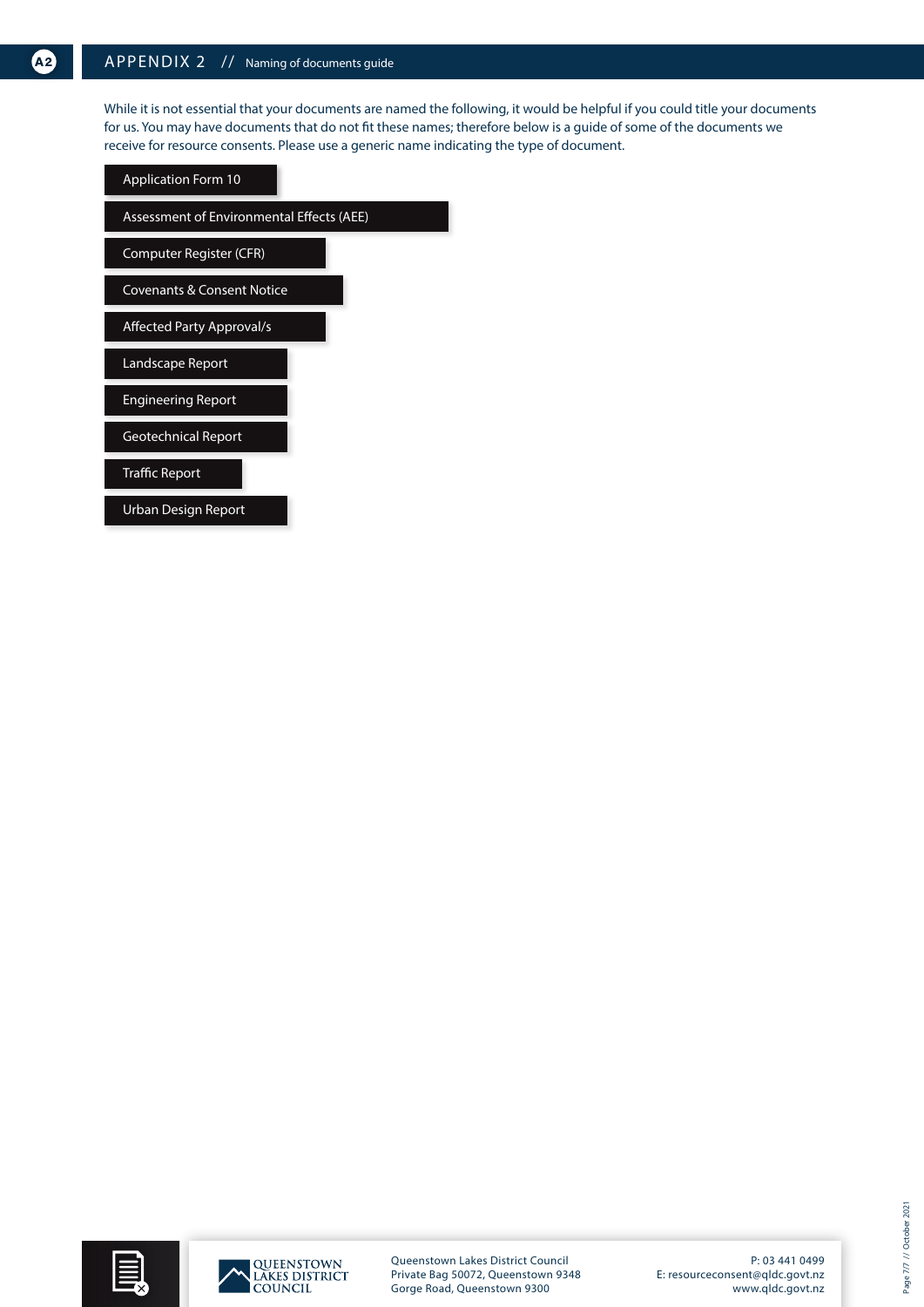# APPENDIX 2 // Naming of documents guide

While it is not essential that your documents are named the following, it would be helpful if you could title your documents for us. You may have documents that do not fit these names; therefore below is a guide of some of the documents we receive for resource consents. Please use a generic name indicating the type of document.

- Application Form 10
- Assessment of Environmental Effects (AEE)
- Computer Register (CFR)
- Covenants & Consent Notice
- Affected Party Approval/s
- Landscape Report
- Engineering Report
- Geotechnical Report
- Traffic Report
- Urban Design Report

Queenstown Lakes District Council
Private Bag 50072, Queenstown 9348
Gorge Road, Queenstown 9300

P: 03 441 0499
E: resourceconsent@qldc.govt.nz
www.qldc.govt.nz